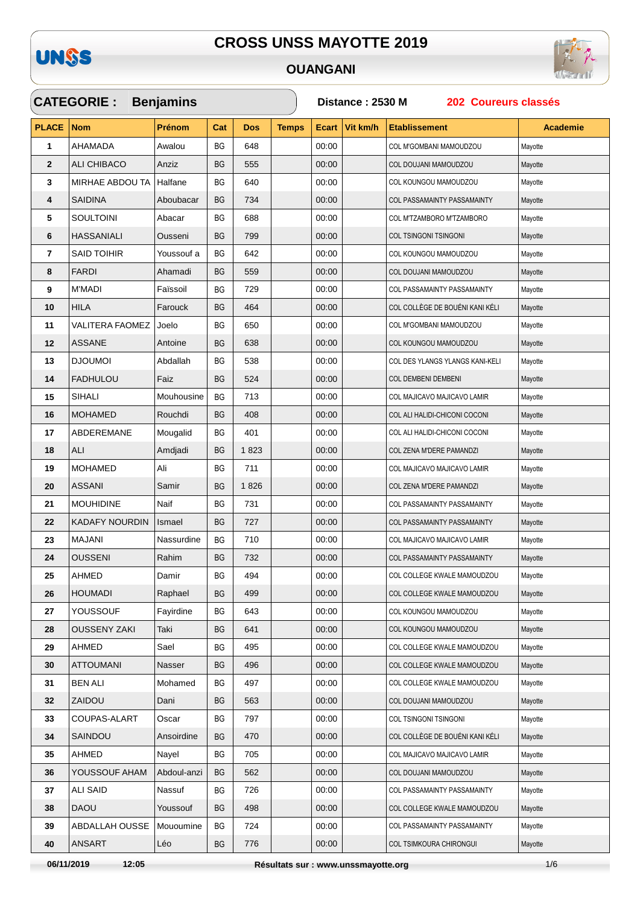# CROSS UNSS MAYOTTE 2019

## OUANGANI

**CATEGORIE : Benjamins** — **Distance : 2530 M** — **202 Coureurs classés**

| PLACE | Nom | Prénom | Cat | Dos | Temps | Ecart | Vit km/h | Etablissement | Academie |
|---|---|---|---|---|---|---|---|---|---|
| 1 | AHAMADA | Awalou | BG | 648 | | 00:00 | | COL M'GOMBANI MAMOUDZOU | Mayotte |
| 2 | ALI CHIBACO | Anziz | BG | 555 | | 00:00 | | COL DOUJANI MAMOUDZOU | Mayotte |
| 3 | MIRHAE ABDOU TA | Halfane | BG | 640 | | 00:00 | | COL KOUNGOU MAMOUDZOU | Mayotte |
| 4 | SAIDINA | Aboubacar | BG | 734 | | 00:00 | | COL PASSAMAINTY PASSAMAINTY | Mayotte |
| 5 | SOULTOINI | Abacar | BG | 688 | | 00:00 | | COL M'TZAMBORO M'TZAMBORO | Mayotte |
| 6 | HASSANIALI | Ousseni | BG | 799 | | 00:00 | | COL TSINGONI TSINGONI | Mayotte |
| 7 | SAID TOIHIR | Youssouf a | BG | 642 | | 00:00 | | COL KOUNGOU MAMOUDZOU | Mayotte |
| 8 | FARDI | Ahamadi | BG | 559 | | 00:00 | | COL DOUJANI MAMOUDZOU | Mayotte |
| 9 | M'MADI | Faïssoil | BG | 729 | | 00:00 | | COL PASSAMAINTY PASSAMAINTY | Mayotte |
| 10 | HILA | Farouck | BG | 464 | | 00:00 | | COL COLLÈGE DE BOUÉNI KANI KÉLI | Mayotte |
| 11 | VALITERA FAOMEZ | Joelo | BG | 650 | | 00:00 | | COL M'GOMBANI MAMOUDZOU | Mayotte |
| 12 | ASSANE | Antoine | BG | 638 | | 00:00 | | COL KOUNGOU MAMOUDZOU | Mayotte |
| 13 | DJOUMOI | Abdallah | BG | 538 | | 00:00 | | COL DES YLANGS YLANGS KANI-KELI | Mayotte |
| 14 | FADHULOU | Faiz | BG | 524 | | 00:00 | | COL DEMBENI DEMBENI | Mayotte |
| 15 | SIHALI | Mouhousine | BG | 713 | | 00:00 | | COL MAJICAVO MAJICAVO LAMIR | Mayotte |
| 16 | MOHAMED | Rouchdi | BG | 408 | | 00:00 | | COL ALI HALIDI-CHICONI COCONI | Mayotte |
| 17 | ABDEREMANE | Mougalid | BG | 401 | | 00:00 | | COL ALI HALIDI-CHICONI COCONI | Mayotte |
| 18 | ALI | Amdjadi | BG | 1 823 | | 00:00 | | COL ZENA M'DERE PAMANDZI | Mayotte |
| 19 | MOHAMED | Ali | BG | 711 | | 00:00 | | COL MAJICAVO MAJICAVO LAMIR | Mayotte |
| 20 | ASSANI | Samir | BG | 1 826 | | 00:00 | | COL ZENA M'DERE PAMANDZI | Mayotte |
| 21 | MOUHIDINE | Naif | BG | 731 | | 00:00 | | COL PASSAMAINTY PASSAMAINTY | Mayotte |
| 22 | KADAFY NOURDIN | Ismael | BG | 727 | | 00:00 | | COL PASSAMAINTY PASSAMAINTY | Mayotte |
| 23 | MAJANI | Nassurdine | BG | 710 | | 00:00 | | COL MAJICAVO MAJICAVO LAMIR | Mayotte |
| 24 | OUSSENI | Rahim | BG | 732 | | 00:00 | | COL PASSAMAINTY PASSAMAINTY | Mayotte |
| 25 | AHMED | Damir | BG | 494 | | 00:00 | | COL COLLEGE KWALE MAMOUDZOU | Mayotte |
| 26 | HOUMADI | Raphael | BG | 499 | | 00:00 | | COL COLLEGE KWALE MAMOUDZOU | Mayotte |
| 27 | YOUSSOUF | Fayirdine | BG | 643 | | 00:00 | | COL KOUNGOU MAMOUDZOU | Mayotte |
| 28 | OUSSENY ZAKI | Taki | BG | 641 | | 00:00 | | COL KOUNGOU MAMOUDZOU | Mayotte |
| 29 | AHMED | Sael | BG | 495 | | 00:00 | | COL COLLEGE KWALE MAMOUDZOU | Mayotte |
| 30 | ATTOUMANI | Nasser | BG | 496 | | 00:00 | | COL COLLEGE KWALE MAMOUDZOU | Mayotte |
| 31 | BEN ALI | Mohamed | BG | 497 | | 00:00 | | COL COLLEGE KWALE MAMOUDZOU | Mayotte |
| 32 | ZAIDOU | Dani | BG | 563 | | 00:00 | | COL DOUJANI MAMOUDZOU | Mayotte |
| 33 | COUPAS-ALART | Oscar | BG | 797 | | 00:00 | | COL TSINGONI TSINGONI | Mayotte |
| 34 | SAINDOU | Ansoirdine | BG | 470 | | 00:00 | | COL COLLÈGE DE BOUÉNI KANI KÉLI | Mayotte |
| 35 | AHMED | Nayel | BG | 705 | | 00:00 | | COL MAJICAVO MAJICAVO LAMIR | Mayotte |
| 36 | YOUSSOUF AHAM | Abdoul-anzi | BG | 562 | | 00:00 | | COL DOUJANI MAMOUDZOU | Mayotte |
| 37 | ALI SAID | Nassuf | BG | 726 | | 00:00 | | COL PASSAMAINTY PASSAMAINTY | Mayotte |
| 38 | DAOU | Youssouf | BG | 498 | | 00:00 | | COL COLLEGE KWALE MAMOUDZOU | Mayotte |
| 39 | ABDALLAH OUSSE | Mououmine | BG | 724 | | 00:00 | | COL PASSAMAINTY PASSAMAINTY | Mayotte |
| 40 | ANSART | Léo | BG | 776 | | 00:00 | | COL TSIMKOURA CHIRONGUI | Mayotte |

06/11/2019 12:05 — Résultats sur : www.unssmayotte.org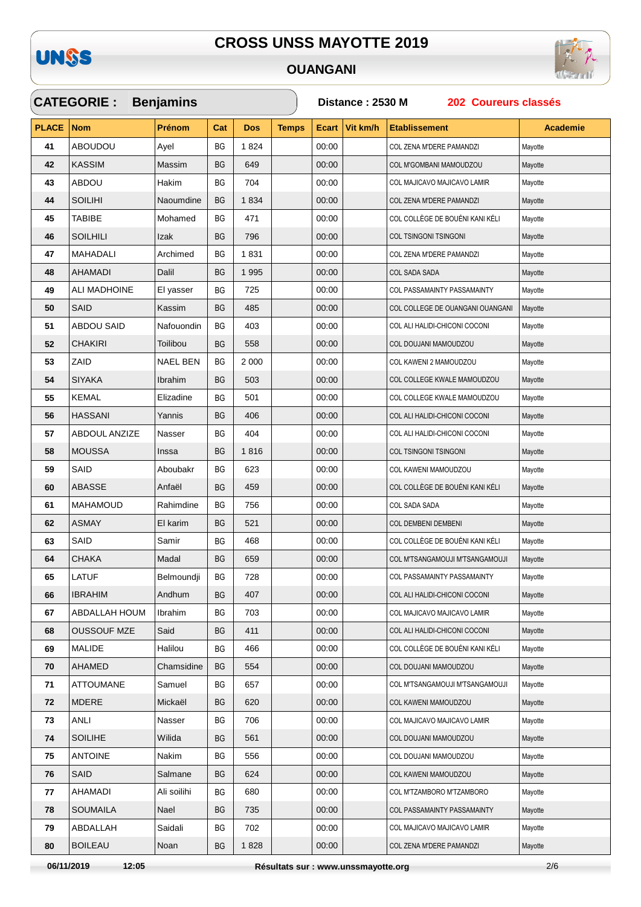# CROSS UNSS MAYOTTE 2019

## OUANGANI

**CATEGORIE : Benjamins** | **Distance : 2530 M** | **202 Coureurs classés**

| PLACE | Nom | Prénom | Cat | Dos | Temps | Ecart | Vit km/h | Etablissement | Academie |
|---|---|---|---|---|---|---|---|---|---|
| 41 | ABOUDOU | Ayel | BG | 1 824 | | 00:00 | | COL ZENA M'DERE PAMANDZI | Mayotte |
| 42 | KASSIM | Massim | BG | 649 | | 00:00 | | COL M'GOMBANI MAMOUDZOU | Mayotte |
| 43 | ABDOU | Hakim | BG | 704 | | 00:00 | | COL MAJICAVO MAJICAVO LAMIR | Mayotte |
| 44 | SOILIHI | Naoumdine | BG | 1 834 | | 00:00 | | COL ZENA M'DERE PAMANDZI | Mayotte |
| 45 | TABIBE | Mohamed | BG | 471 | | 00:00 | | COL COLLÈGE DE BOUÉNI KANI KÉLI | Mayotte |
| 46 | SOILHILI | Izak | BG | 796 | | 00:00 | | COL TSINGONI TSINGONI | Mayotte |
| 47 | MAHADALI | Archimed | BG | 1 831 | | 00:00 | | COL ZENA M'DERE PAMANDZI | Mayotte |
| 48 | AHAMADI | Dalil | BG | 1 995 | | 00:00 | | COL SADA SADA | Mayotte |
| 49 | ALI MADHOINE | El yasser | BG | 725 | | 00:00 | | COL PASSAMAINTY PASSAMAINTY | Mayotte |
| 50 | SAID | Kassim | BG | 485 | | 00:00 | | COL COLLEGE DE OUANGANI OUANGANI | Mayotte |
| 51 | ABDOU SAID | Nafouondin | BG | 403 | | 00:00 | | COL ALI HALIDI-CHICONI COCONI | Mayotte |
| 52 | CHAKIRI | Toilibou | BG | 558 | | 00:00 | | COL DOUJANI MAMOUDZOU | Mayotte |
| 53 | ZAID | NAEL BEN | BG | 2 000 | | 00:00 | | COL KAWENI 2 MAMOUDZOU | Mayotte |
| 54 | SIYAKA | Ibrahim | BG | 503 | | 00:00 | | COL COLLEGE KWALE MAMOUDZOU | Mayotte |
| 55 | KEMAL | Elizadine | BG | 501 | | 00:00 | | COL COLLEGE KWALE MAMOUDZOU | Mayotte |
| 56 | HASSANI | Yannis | BG | 406 | | 00:00 | | COL ALI HALIDI-CHICONI COCONI | Mayotte |
| 57 | ABDOUL ANZIZE | Nasser | BG | 404 | | 00:00 | | COL ALI HALIDI-CHICONI COCONI | Mayotte |
| 58 | MOUSSA | Inssa | BG | 1 816 | | 00:00 | | COL TSINGONI TSINGONI | Mayotte |
| 59 | SAID | Aboubakr | BG | 623 | | 00:00 | | COL KAWENI MAMOUDZOU | Mayotte |
| 60 | ABASSE | Anfaël | BG | 459 | | 00:00 | | COL COLLÈGE DE BOUÉNI KANI KÉLI | Mayotte |
| 61 | MAHAMOUD | Rahimdine | BG | 756 | | 00:00 | | COL SADA SADA | Mayotte |
| 62 | ASMAY | El karim | BG | 521 | | 00:00 | | COL DEMBENI DEMBENI | Mayotte |
| 63 | SAID | Samir | BG | 468 | | 00:00 | | COL COLLÈGE DE BOUÉNI KANI KÉLI | Mayotte |
| 64 | CHAKA | Madal | BG | 659 | | 00:00 | | COL M'TSANGAMOUJI M'TSANGAMOUJI | Mayotte |
| 65 | LATUF | Belmoundji | BG | 728 | | 00:00 | | COL PASSAMAINTY PASSAMAINTY | Mayotte |
| 66 | IBRAHIM | Andhum | BG | 407 | | 00:00 | | COL ALI HALIDI-CHICONI COCONI | Mayotte |
| 67 | ABDALLAH HOUM | Ibrahim | BG | 703 | | 00:00 | | COL MAJICAVO MAJICAVO LAMIR | Mayotte |
| 68 | OUSSOUF MZE | Said | BG | 411 | | 00:00 | | COL ALI HALIDI-CHICONI COCONI | Mayotte |
| 69 | MALIDE | Halilou | BG | 466 | | 00:00 | | COL COLLÈGE DE BOUÉNI KANI KÉLI | Mayotte |
| 70 | AHAMED | Chamsidine | BG | 554 | | 00:00 | | COL DOUJANI MAMOUDZOU | Mayotte |
| 71 | ATTOUMANE | Samuel | BG | 657 | | 00:00 | | COL M'TSANGAMOUJI M'TSANGAMOUJI | Mayotte |
| 72 | MDERE | Mickaël | BG | 620 | | 00:00 | | COL KAWENI MAMOUDZOU | Mayotte |
| 73 | ANLI | Nasser | BG | 706 | | 00:00 | | COL MAJICAVO MAJICAVO LAMIR | Mayotte |
| 74 | SOILIHE | Wilida | BG | 561 | | 00:00 | | COL DOUJANI MAMOUDZOU | Mayotte |
| 75 | ANTOINE | Nakim | BG | 556 | | 00:00 | | COL DOUJANI MAMOUDZOU | Mayotte |
| 76 | SAID | Salmane | BG | 624 | | 00:00 | | COL KAWENI MAMOUDZOU | Mayotte |
| 77 | AHAMADI | Ali soilihi | BG | 680 | | 00:00 | | COL M'TZAMBORO M'TZAMBORO | Mayotte |
| 78 | SOUMAILA | Nael | BG | 735 | | 00:00 | | COL PASSAMAINTY PASSAMAINTY | Mayotte |
| 79 | ABDALLAH | Saidali | BG | 702 | | 00:00 | | COL MAJICAVO MAJICAVO LAMIR | Mayotte |
| 80 | BOILEAU | Noan | BG | 1 828 | | 00:00 | | COL ZENA M'DERE PAMANDZI | Mayotte |

06/11/2019 12:05 — Résultats sur : www.unssmayotte.org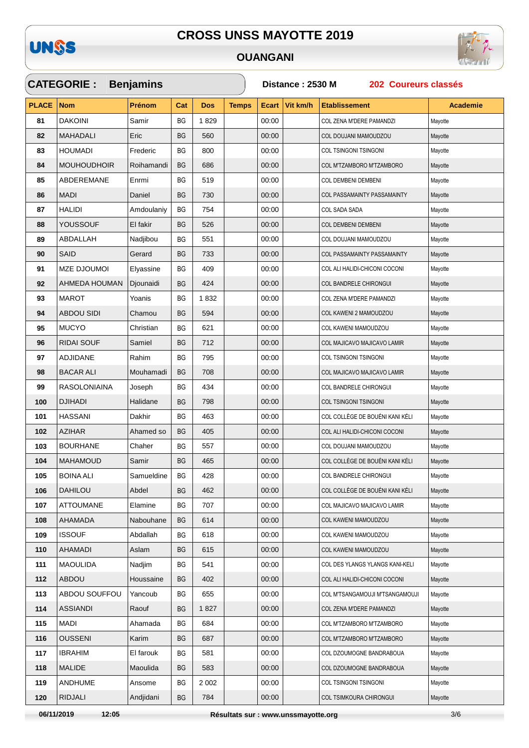# CROSS UNSS MAYOTTE 2019

## OUANGANI

**CATEGORIE : Benjamins** — **Distance : 2530 M** — **202 Coureurs classés**

| PLACE | Nom | Prénom | Cat | Dos | Temps | Ecart | Vit km/h | Etablissement | Academie |
|---|---|---|---|---|---|---|---|---|---|
| 81 | DAKOINI | Samir | BG | 1 829 | | 00:00 | | COL ZENA M'DERE PAMANDZI | Mayotte |
| 82 | MAHADALI | Eric | BG | 560 | | 00:00 | | COL DOUJANI MAMOUDZOU | Mayotte |
| 83 | HOUMADI | Frederic | BG | 800 | | 00:00 | | COL TSINGONI TSINGONI | Mayotte |
| 84 | MOUHOUDHOIR | Roihamandi | BG | 686 | | 00:00 | | COL M'TZAMBORO M'TZAMBORO | Mayotte |
| 85 | ABDEREMANE | Enrmi | BG | 519 | | 00:00 | | COL DEMBENI DEMBENI | Mayotte |
| 86 | MADI | Daniel | BG | 730 | | 00:00 | | COL PASSAMAINTY PASSAMAINTY | Mayotte |
| 87 | HALIDI | Amdoulaniy | BG | 754 | | 00:00 | | COL SADA SADA | Mayotte |
| 88 | YOUSSOUF | El fakir | BG | 526 | | 00:00 | | COL DEMBENI DEMBENI | Mayotte |
| 89 | ABDALLAH | Nadjibou | BG | 551 | | 00:00 | | COL DOUJANI MAMOUDZOU | Mayotte |
| 90 | SAID | Gerard | BG | 733 | | 00:00 | | COL PASSAMAINTY PASSAMAINTY | Mayotte |
| 91 | MZE DJOUMOI | Elyassine | BG | 409 | | 00:00 | | COL ALI HALIDI-CHICONI COCONI | Mayotte |
| 92 | AHMEDA HOUMAN | Djounaidi | BG | 424 | | 00:00 | | COL BANDRELE CHIRONGUI | Mayotte |
| 93 | MAROT | Yoanis | BG | 1 832 | | 00:00 | | COL ZENA M'DERE PAMANDZI | Mayotte |
| 94 | ABDOU SIDI | Chamou | BG | 594 | | 00:00 | | COL KAWENI 2 MAMOUDZOU | Mayotte |
| 95 | MUCYO | Christian | BG | 621 | | 00:00 | | COL KAWENI MAMOUDZOU | Mayotte |
| 96 | RIDAI SOUF | Samiel | BG | 712 | | 00:00 | | COL MAJICAVO MAJICAVO LAMIR | Mayotte |
| 97 | ADJIDANE | Rahim | BG | 795 | | 00:00 | | COL TSINGONI TSINGONI | Mayotte |
| 98 | BACAR ALI | Mouhamadi | BG | 708 | | 00:00 | | COL MAJICAVO MAJICAVO LAMIR | Mayotte |
| 99 | RASOLONIAINA | Joseph | BG | 434 | | 00:00 | | COL BANDRELE CHIRONGUI | Mayotte |
| 100 | DJIHADI | Halidane | BG | 798 | | 00:00 | | COL TSINGONI TSINGONI | Mayotte |
| 101 | HASSANI | Dakhir | BG | 463 | | 00:00 | | COL COLLÈGE DE BOUÉNI KANI KÉLI | Mayotte |
| 102 | AZIHAR | Ahamed so | BG | 405 | | 00:00 | | COL ALI HALIDI-CHICONI COCONI | Mayotte |
| 103 | BOURHANE | Chaher | BG | 557 | | 00:00 | | COL DOUJANI MAMOUDZOU | Mayotte |
| 104 | MAHAMOUD | Samir | BG | 465 | | 00:00 | | COL COLLÈGE DE BOUÉNI KANI KÉLI | Mayotte |
| 105 | BOINA ALI | Samueldine | BG | 428 | | 00:00 | | COL BANDRELE CHIRONGUI | Mayotte |
| 106 | DAHILOU | Abdel | BG | 462 | | 00:00 | | COL COLLÈGE DE BOUÉNI KANI KÉLI | Mayotte |
| 107 | ATTOUMANE | Elamine | BG | 707 | | 00:00 | | COL MAJICAVO MAJICAVO LAMIR | Mayotte |
| 108 | AHAMADA | Nabouhane | BG | 614 | | 00:00 | | COL KAWENI MAMOUDZOU | Mayotte |
| 109 | ISSOUF | Abdallah | BG | 618 | | 00:00 | | COL KAWENI MAMOUDZOU | Mayotte |
| 110 | AHAMADI | Aslam | BG | 615 | | 00:00 | | COL KAWENI MAMOUDZOU | Mayotte |
| 111 | MAOULIDA | Nadjim | BG | 541 | | 00:00 | | COL DES YLANGS YLANGS KANI-KELI | Mayotte |
| 112 | ABDOU | Houssaine | BG | 402 | | 00:00 | | COL ALI HALIDI-CHICONI COCONI | Mayotte |
| 113 | ABDOU SOUFFOU | Yancoub | BG | 655 | | 00:00 | | COL M'TSANGAMOUJI M'TSANGAMOUJI | Mayotte |
| 114 | ASSIANDI | Raouf | BG | 1 827 | | 00:00 | | COL ZENA M'DERE PAMANDZI | Mayotte |
| 115 | MADI | Ahamada | BG | 684 | | 00:00 | | COL M'TZAMBORO M'TZAMBORO | Mayotte |
| 116 | OUSSENI | Karim | BG | 687 | | 00:00 | | COL M'TZAMBORO M'TZAMBORO | Mayotte |
| 117 | IBRAHIM | El farouk | BG | 581 | | 00:00 | | COL DZOUMOGNE BANDRABOUA | Mayotte |
| 118 | MALIDE | Maoulida | BG | 583 | | 00:00 | | COL DZOUMOGNE BANDRABOUA | Mayotte |
| 119 | ANDHUME | Ansome | BG | 2 002 | | 00:00 | | COL TSINGONI TSINGONI | Mayotte |
| 120 | RIDJALI | Andjidani | BG | 784 | | 00:00 | | COL TSIMKOURA CHIRONGUI | Mayotte |

06/11/2019 12:05 — Résultats sur : www.unssmayotte.org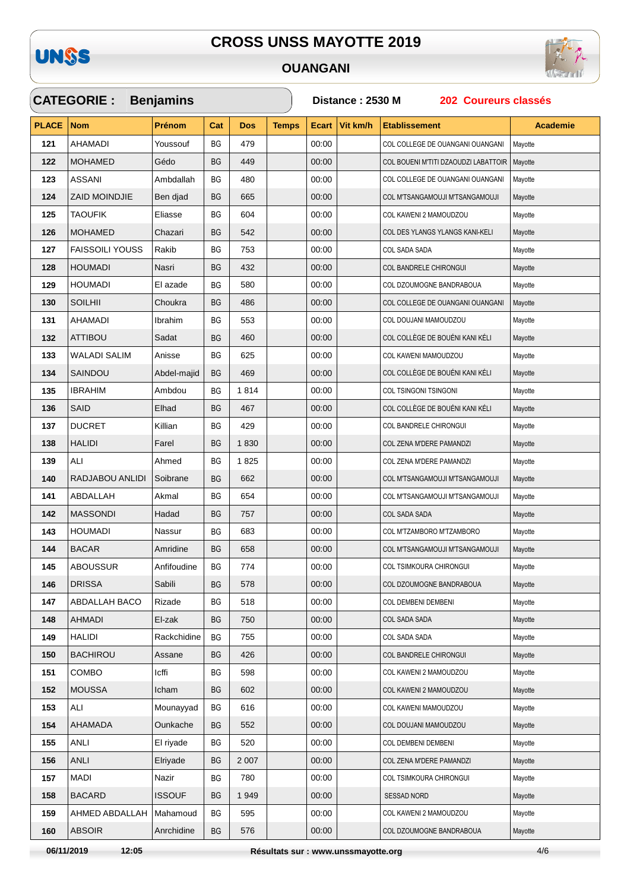# CROSS UNSS MAYOTTE 2019

## OUANGANI

**CATEGORIE : Benjamins** | **Distance : 2530 M** | **202 Coureurs classés**

| PLACE | Nom | Prénom | Cat | Dos | Temps | Ecart | Vit km/h | Etablissement | Academie |
|---|---|---|---|---|---|---|---|---|---|
| 121 | AHAMADI | Youssouf | BG | 479 | | 00:00 | | COL COLLEGE DE OUANGANI OUANGANI | Mayotte |
| 122 | MOHAMED | Gédo | BG | 449 | | 00:00 | | COL BOUENI M'TITI DZAOUDZI LABATTOIR | Mayotte |
| 123 | ASSANI | Ambdallah | BG | 480 | | 00:00 | | COL COLLEGE DE OUANGANI OUANGANI | Mayotte |
| 124 | ZAID MOINDJIE | Ben djad | BG | 665 | | 00:00 | | COL M'TSANGAMOUJI M'TSANGAMOUJI | Mayotte |
| 125 | TAOUFIK | Eliasse | BG | 604 | | 00:00 | | COL KAWENI 2 MAMOUDZOU | Mayotte |
| 126 | MOHAMED | Chazari | BG | 542 | | 00:00 | | COL DES YLANGS YLANGS KANI-KELI | Mayotte |
| 127 | FAISSOILI YOUSS | Rakib | BG | 753 | | 00:00 | | COL SADA SADA | Mayotte |
| 128 | HOUMADI | Nasri | BG | 432 | | 00:00 | | COL BANDRELE CHIRONGUI | Mayotte |
| 129 | HOUMADI | El azade | BG | 580 | | 00:00 | | COL DZOUMOGNE BANDRABOUA | Mayotte |
| 130 | SOILHII | Choukra | BG | 486 | | 00:00 | | COL COLLEGE DE OUANGANI OUANGANI | Mayotte |
| 131 | AHAMADI | Ibrahim | BG | 553 | | 00:00 | | COL DOUJANI MAMOUDZOU | Mayotte |
| 132 | ATTIBOU | Sadat | BG | 460 | | 00:00 | | COL COLLÈGE DE BOUÉNI KANI KÉLI | Mayotte |
| 133 | WALADI SALIM | Anisse | BG | 625 | | 00:00 | | COL KAWENI MAMOUDZOU | Mayotte |
| 134 | SAINDOU | Abdel-majid | BG | 469 | | 00:00 | | COL COLLÈGE DE BOUÉNI KANI KÉLI | Mayotte |
| 135 | IBRAHIM | Ambdou | BG | 1 814 | | 00:00 | | COL TSINGONI TSINGONI | Mayotte |
| 136 | SAID | Elhad | BG | 467 | | 00:00 | | COL COLLÈGE DE BOUÉNI KANI KÉLI | Mayotte |
| 137 | DUCRET | Killian | BG | 429 | | 00:00 | | COL BANDRELE CHIRONGUI | Mayotte |
| 138 | HALIDI | Farel | BG | 1 830 | | 00:00 | | COL ZENA M'DERE PAMANDZI | Mayotte |
| 139 | ALI | Ahmed | BG | 1 825 | | 00:00 | | COL ZENA M'DERE PAMANDZI | Mayotte |
| 140 | RADJABOU ANLIDI | Soibrane | BG | 662 | | 00:00 | | COL M'TSANGAMOUJI M'TSANGAMOUJI | Mayotte |
| 141 | ABDALLAH | Akmal | BG | 654 | | 00:00 | | COL M'TSANGAMOUJI M'TSANGAMOUJI | Mayotte |
| 142 | MASSONDI | Hadad | BG | 757 | | 00:00 | | COL SADA SADA | Mayotte |
| 143 | HOUMADI | Nassur | BG | 683 | | 00:00 | | COL M'TZAMBORO M'TZAMBORO | Mayotte |
| 144 | BACAR | Amridine | BG | 658 | | 00:00 | | COL M'TSANGAMOUJI M'TSANGAMOUJI | Mayotte |
| 145 | ABOUSSUR | Anfifoudine | BG | 774 | | 00:00 | | COL TSIMKOURA CHIRONGUI | Mayotte |
| 146 | DRISSA | Sabili | BG | 578 | | 00:00 | | COL DZOUMOGNE BANDRABOUA | Mayotte |
| 147 | ABDALLAH BACO | Rizade | BG | 518 | | 00:00 | | COL DEMBENI DEMBENI | Mayotte |
| 148 | AHMADI | El-zak | BG | 750 | | 00:00 | | COL SADA SADA | Mayotte |
| 149 | HALIDI | Rackchidine | BG | 755 | | 00:00 | | COL SADA SADA | Mayotte |
| 150 | BACHIROU | Assane | BG | 426 | | 00:00 | | COL BANDRELE CHIRONGUI | Mayotte |
| 151 | COMBO | Icffi | BG | 598 | | 00:00 | | COL KAWENI 2 MAMOUDZOU | Mayotte |
| 152 | MOUSSA | Icham | BG | 602 | | 00:00 | | COL KAWENI 2 MAMOUDZOU | Mayotte |
| 153 | ALI | Mounayyad | BG | 616 | | 00:00 | | COL KAWENI MAMOUDZOU | Mayotte |
| 154 | AHAMADA | Ounkache | BG | 552 | | 00:00 | | COL DOUJANI MAMOUDZOU | Mayotte |
| 155 | ANLI | El riyade | BG | 520 | | 00:00 | | COL DEMBENI DEMBENI | Mayotte |
| 156 | ANLI | Elriyade | BG | 2 007 | | 00:00 | | COL ZENA M'DERE PAMANDZI | Mayotte |
| 157 | MADI | Nazir | BG | 780 | | 00:00 | | COL TSIMKOURA CHIRONGUI | Mayotte |
| 158 | BACARD | ISSOUF | BG | 1 949 | | 00:00 | | SESSAD NORD | Mayotte |
| 159 | AHMED ABDALLAH | Mahamoud | BG | 595 | | 00:00 | | COL KAWENI 2 MAMOUDZOU | Mayotte |
| 160 | ABSOIR | Anrchidine | BG | 576 | | 00:00 | | COL DZOUMOGNE BANDRABOUA | Mayotte |

06/11/2019 12:05 — Résultats sur : www.unssmayotte.org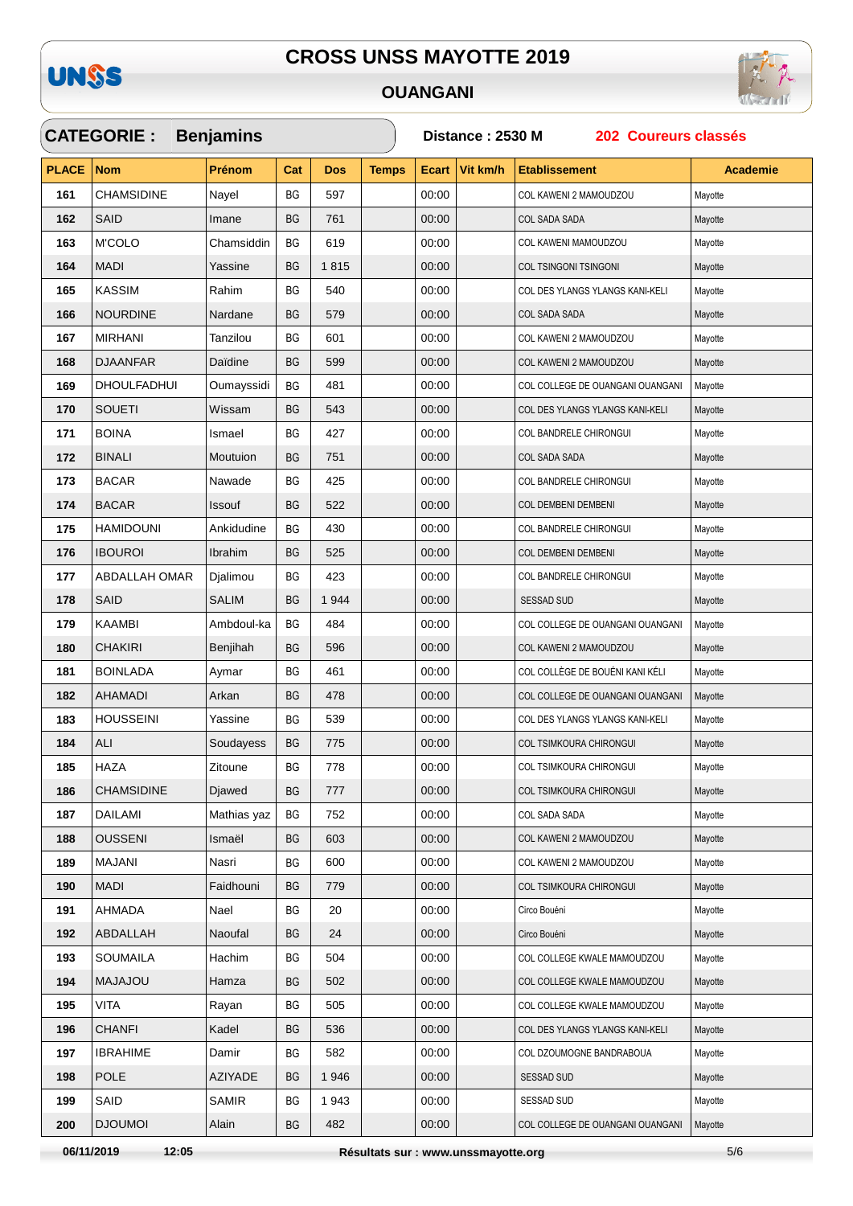# CROSS UNSS MAYOTTE 2019

## OUANGANI

**CATEGORIE : Benjamins** | **Distance : 2530 M** | **202 Coureurs classés**

| PLACE | Nom | Prénom | Cat | Dos | Temps | Ecart | Vit km/h | Etablissement | Academie |
|---|---|---|---|---|---|---|---|---|---|
| 161 | CHAMSIDINE | Nayel | BG | 597 | | 00:00 | | COL KAWENI 2 MAMOUDZOU | Mayotte |
| 162 | SAID | Imane | BG | 761 | | 00:00 | | COL SADA SADA | Mayotte |
| 163 | M'COLO | Chamsiddin | BG | 619 | | 00:00 | | COL KAWENI MAMOUDZOU | Mayotte |
| 164 | MADI | Yassine | BG | 1 815 | | 00:00 | | COL TSINGONI TSINGONI | Mayotte |
| 165 | KASSIM | Rahim | BG | 540 | | 00:00 | | COL DES YLANGS YLANGS KANI-KELI | Mayotte |
| 166 | NOURDINE | Nardane | BG | 579 | | 00:00 | | COL SADA SADA | Mayotte |
| 167 | MIRHANI | Tanzilou | BG | 601 | | 00:00 | | COL KAWENI 2 MAMOUDZOU | Mayotte |
| 168 | DJAANFAR | Daïdine | BG | 599 | | 00:00 | | COL KAWENI 2 MAMOUDZOU | Mayotte |
| 169 | DHOULFADHUI | Oumayssidi | BG | 481 | | 00:00 | | COL COLLEGE DE OUANGANI OUANGANI | Mayotte |
| 170 | SOUETI | Wissam | BG | 543 | | 00:00 | | COL DES YLANGS YLANGS KANI-KELI | Mayotte |
| 171 | BOINA | Ismael | BG | 427 | | 00:00 | | COL BANDRELE CHIRONGUI | Mayotte |
| 172 | BINALI | Moutuion | BG | 751 | | 00:00 | | COL SADA SADA | Mayotte |
| 173 | BACAR | Nawade | BG | 425 | | 00:00 | | COL BANDRELE CHIRONGUI | Mayotte |
| 174 | BACAR | Issouf | BG | 522 | | 00:00 | | COL DEMBENI DEMBENI | Mayotte |
| 175 | HAMIDOUNI | Ankidudine | BG | 430 | | 00:00 | | COL BANDRELE CHIRONGUI | Mayotte |
| 176 | IBOUROI | Ibrahim | BG | 525 | | 00:00 | | COL DEMBENI DEMBENI | Mayotte |
| 177 | ABDALLAH OMAR | Djalimou | BG | 423 | | 00:00 | | COL BANDRELE CHIRONGUI | Mayotte |
| 178 | SAID | SALIM | BG | 1 944 | | 00:00 | | SESSAD SUD | Mayotte |
| 179 | KAAMBI | Ambdoul-ka | BG | 484 | | 00:00 | | COL COLLEGE DE OUANGANI OUANGANI | Mayotte |
| 180 | CHAKIRI | Benjihah | BG | 596 | | 00:00 | | COL KAWENI 2 MAMOUDZOU | Mayotte |
| 181 | BOINLADA | Aymar | BG | 461 | | 00:00 | | COL COLLÈGE DE BOUÉNI KANI KÉLI | Mayotte |
| 182 | AHAMADI | Arkan | BG | 478 | | 00:00 | | COL COLLEGE DE OUANGANI OUANGANI | Mayotte |
| 183 | HOUSSEINI | Yassine | BG | 539 | | 00:00 | | COL DES YLANGS YLANGS KANI-KELI | Mayotte |
| 184 | ALI | Soudayess | BG | 775 | | 00:00 | | COL TSIMKOURA CHIRONGUI | Mayotte |
| 185 | HAZA | Zitoune | BG | 778 | | 00:00 | | COL TSIMKOURA CHIRONGUI | Mayotte |
| 186 | CHAMSIDINE | Djawed | BG | 777 | | 00:00 | | COL TSIMKOURA CHIRONGUI | Mayotte |
| 187 | DAILAMI | Mathias yaz | BG | 752 | | 00:00 | | COL SADA SADA | Mayotte |
| 188 | OUSSENI | Ismaël | BG | 603 | | 00:00 | | COL KAWENI 2 MAMOUDZOU | Mayotte |
| 189 | MAJANI | Nasri | BG | 600 | | 00:00 | | COL KAWENI 2 MAMOUDZOU | Mayotte |
| 190 | MADI | Faidhouni | BG | 779 | | 00:00 | | COL TSIMKOURA CHIRONGUI | Mayotte |
| 191 | AHMADA | Nael | BG | 20 | | 00:00 | | Circo Bouéni | Mayotte |
| 192 | ABDALLAH | Naoufal | BG | 24 | | 00:00 | | Circo Bouéni | Mayotte |
| 193 | SOUMAILA | Hachim | BG | 504 | | 00:00 | | COL COLLEGE KWALE MAMOUDZOU | Mayotte |
| 194 | MAJAJOU | Hamza | BG | 502 | | 00:00 | | COL COLLEGE KWALE MAMOUDZOU | Mayotte |
| 195 | VITA | Rayan | BG | 505 | | 00:00 | | COL COLLEGE KWALE MAMOUDZOU | Mayotte |
| 196 | CHANFI | Kadel | BG | 536 | | 00:00 | | COL DES YLANGS YLANGS KANI-KELI | Mayotte |
| 197 | IBRAHIME | Damir | BG | 582 | | 00:00 | | COL DZOUMOGNE BANDRABOUA | Mayotte |
| 198 | POLE | AZIYADE | BG | 1 946 | | 00:00 | | SESSAD SUD | Mayotte |
| 199 | SAID | SAMIR | BG | 1 943 | | 00:00 | | SESSAD SUD | Mayotte |
| 200 | DJOUMOI | Alain | BG | 482 | | 00:00 | | COL COLLEGE DE OUANGANI OUANGANI | Mayotte |

06/11/2019 12:05 — Résultats sur : www.unssmayotte.org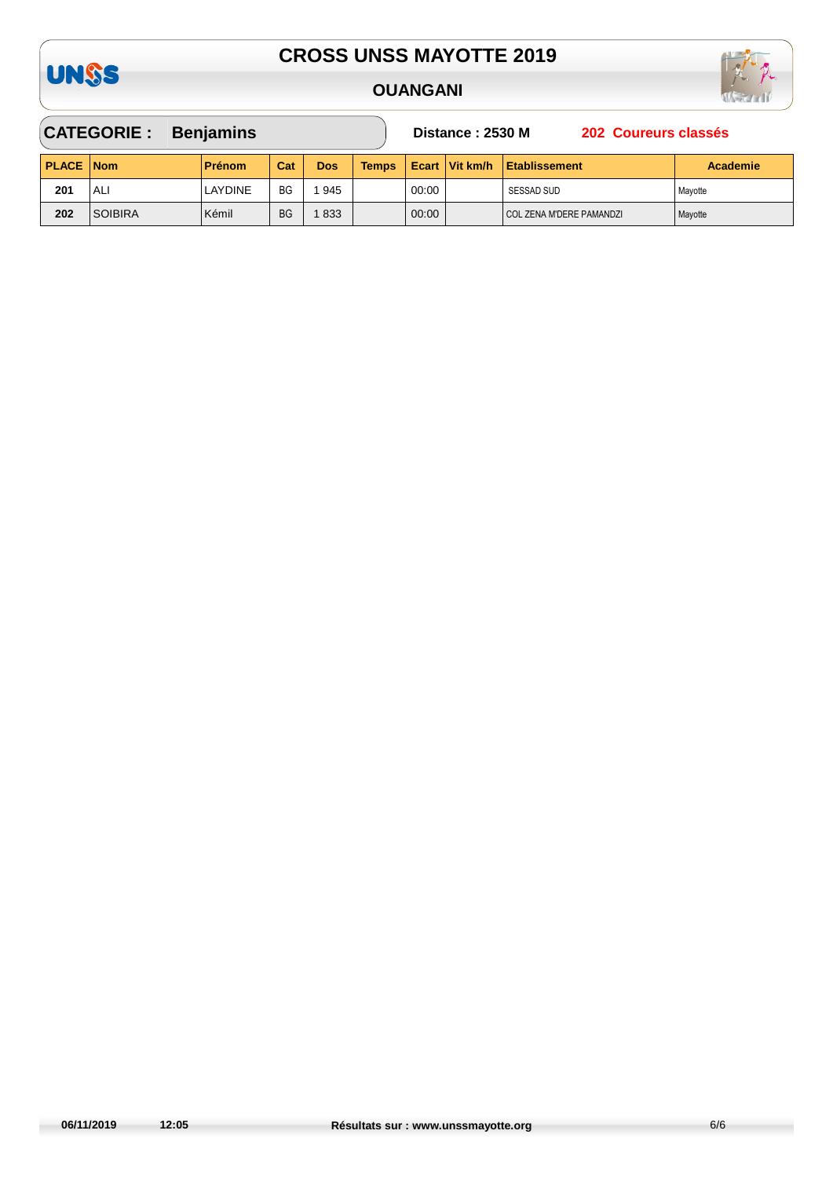# CROSS UNSS MAYOTTE 2019

## OUANGANI

**CATEGORIE : Benjamins** — **Distance : 2530 M** — **202 Coureurs classés**

| PLACE | Nom | Prénom | Cat | Dos | Temps | Ecart | Vit km/h | Etablissement | Academie |
|---|---|---|---|---|---|---|---|---|---|
| 201 | ALI | LAYDINE | BG | 1 945 | | 00:00 | | SESSAD SUD | Mayotte |
| 202 | SOIBIRA | Kémil | BG | 1 833 | | 00:00 | | COL ZENA M'DERE PAMANDZI | Mayotte |

06/11/2019 12:05 Résultats sur : www.unssmayotte.org